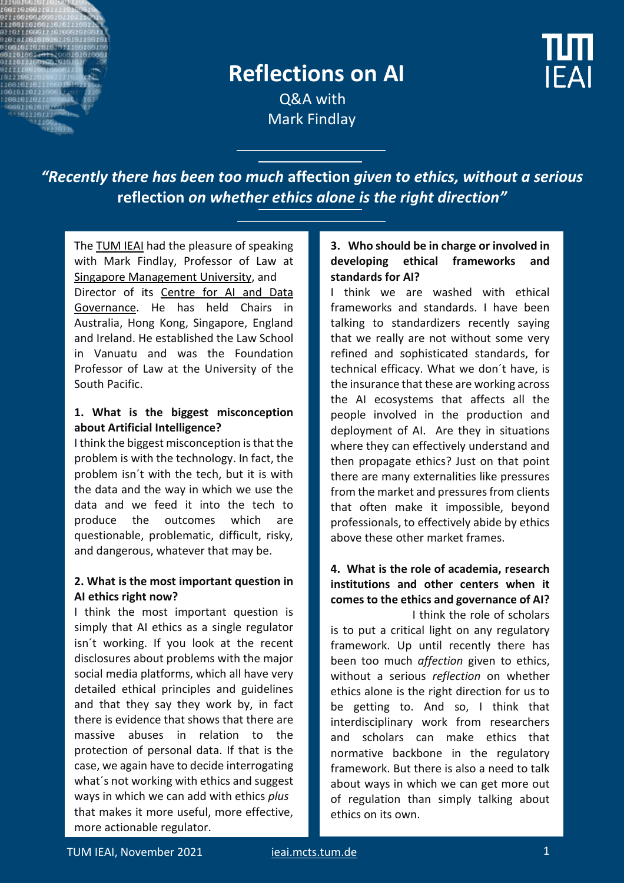# Reflections on AI

Q&A with
Mark Findlay

***"Recently there has been too much* affection *given to ethics, without a serious* reflection *on whether ethics alone is the right direction"***

The TUM IEAI had the pleasure of speaking with Mark Findlay, Professor of Law at Singapore Management University, and Director of its Centre for AI and Data Governance. He has held Chairs in Australia, Hong Kong, Singapore, England and Ireland. He established the Law School in Vanuatu and was the Foundation Professor of Law at the University of the South Pacific.

### 1. What is the biggest misconception about Artificial Intelligence?

I think the biggest misconception is that the problem is with the technology. In fact, the problem isn´t with the tech, but it is with the data and the way in which we use the data and we feed it into the tech to produce the outcomes which are questionable, problematic, difficult, risky, and dangerous, whatever that may be.

### 2. What is the most important question in AI ethics right now?

I think the most important question is simply that AI ethics as a single regulator isn´t working. If you look at the recent disclosures about problems with the major social media platforms, which all have very detailed ethical principles and guidelines and that they say they work by, in fact there is evidence that shows that there are massive abuses in relation to the protection of personal data. If that is the case, we again have to decide interrogating what´s not working with ethics and suggest ways in which we can add with ethics *plus* that makes it more useful, more effective, more actionable regulator.

### 3. Who should be in charge or involved in developing ethical frameworks and standards for AI?

I think we are washed with ethical frameworks and standards. I have been talking to standardizers recently saying that we really are not without some very refined and sophisticated standards, for technical efficacy. What we don´t have, is the insurance that these are working across the AI ecosystems that affects all the people involved in the production and deployment of AI. Are they in situations where they can effectively understand and then propagate ethics? Just on that point there are many externalities like pressures from the market and pressures from clients that often make it impossible, beyond professionals, to effectively abide by ethics above these other market frames.

### 4. What is the role of academia, research institutions and other centers when it comes to the ethics and governance of AI?

I think the role of scholars is to put a critical light on any regulatory framework. Up until recently there has been too much *affection* given to ethics, without a serious *reflection* on whether ethics alone is the right direction for us to be getting to. And so, I think that interdisciplinary work from researchers and scholars can make ethics that normative backbone in the regulatory framework. But there is also a need to talk about ways in which we can get more out of regulation than simply talking about ethics on its own.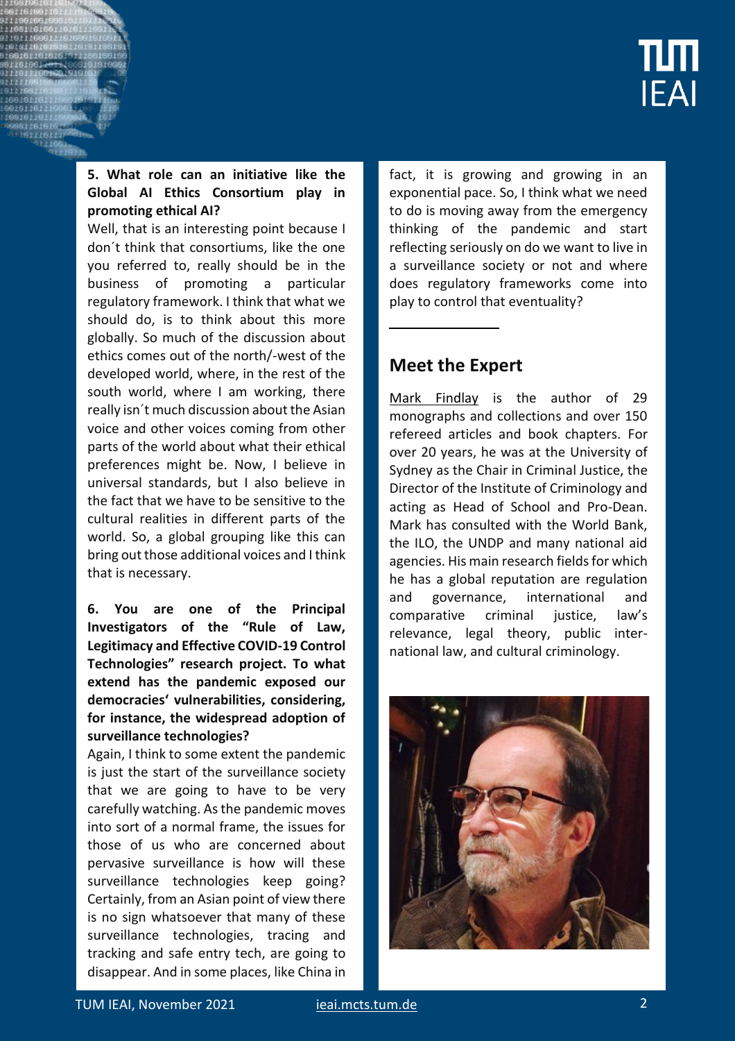**5. What role can an initiative like the Global AI Ethics Consortium play in promoting ethical AI?**

Well, that is an interesting point because I don´t think that consortiums, like the one you referred to, really should be in the business of promoting a particular regulatory framework. I think that what we should do, is to think about this more globally. So much of the discussion about ethics comes out of the north/-west of the developed world, where, in the rest of the south world, where I am working, there really isn´t much discussion about the Asian voice and other voices coming from other parts of the world about what their ethical preferences might be. Now, I believe in universal standards, but I also believe in the fact that we have to be sensitive to the cultural realities in different parts of the world. So, a global grouping like this can bring out those additional voices and I think that is necessary.

**6. You are one of the Principal Investigators of the "Rule of Law, Legitimacy and Effective COVID-19 Control Technologies" research project. To what extend has the pandemic exposed our democracies' vulnerabilities, considering, for instance, the widespread adoption of surveillance technologies?**

Again, I think to some extent the pandemic is just the start of the surveillance society that we are going to have to be very carefully watching. As the pandemic moves into sort of a normal frame, the issues for those of us who are concerned about pervasive surveillance is how will these surveillance technologies keep going? Certainly, from an Asian point of view there is no sign whatsoever that many of these surveillance technologies, tracing and tracking and safe entry tech, are going to disappear. And in some places, like China in fact, it is growing and growing in an exponential pace. So, I think what we need to do is moving away from the emergency thinking of the pandemic and start reflecting seriously on do we want to live in a surveillance society or not and where does regulatory frameworks come into play to control that eventuality?

---

## Meet the Expert

Mark Findlay is the author of 29 monographs and collections and over 150 refereed articles and book chapters. For over 20 years, he was at the University of Sydney as the Chair in Criminal Justice, the Director of the Institute of Criminology and acting as Head of School and Pro-Dean. Mark has consulted with the World Bank, the ILO, the UNDP and many national aid agencies. His main research fields for which he has a global reputation are regulation and governance, international and comparative criminal justice, law's relevance, legal theory, public inter-national law, and cultural criminology.